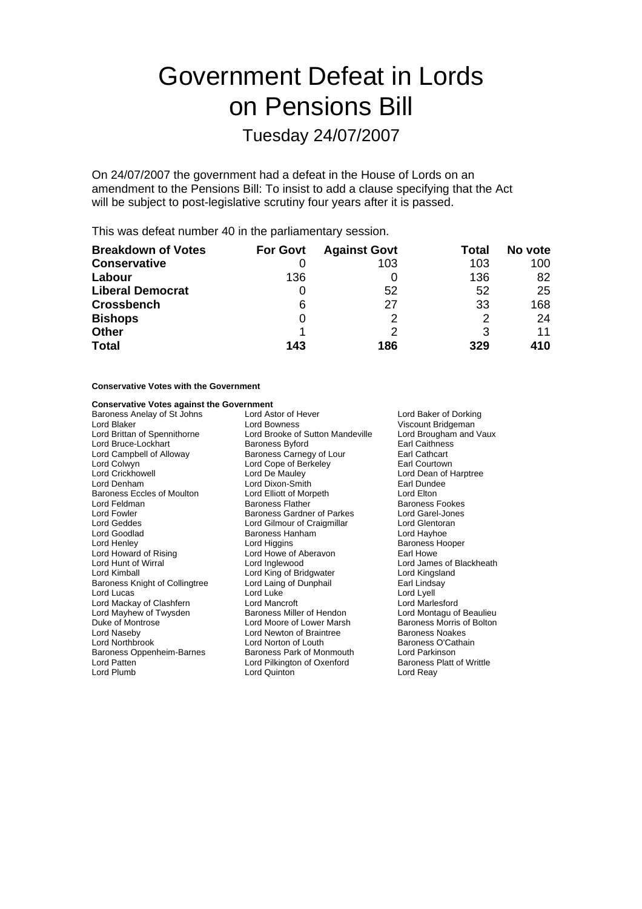# Government Defeat in Lords on Pensions Bill

## Tuesday 24/07/2007

On 24/07/2007 the government had a defeat in the House of Lords on an amendment to the Pensions Bill: To insist to add a clause specifying that the Act will be subject to post-legislative scrutiny four years after it is passed.

This was defeat number 40 in the parliamentary session.

| Breakdown of Votes | For Govt | Against Govt | Total | No vote |
|---|---|---|---|---|
| **Conservative** | 0 | 103 | 103 | 100 |
| **Labour** | 136 | 0 | 136 | 82 |
| **Liberal Democrat** | 0 | 52 | 52 | 25 |
| **Crossbench** | 6 | 27 | 33 | 168 |
| **Bishops** | 0 | 2 | 2 | 24 |
| **Other** | 1 | 2 | 3 | 11 |
| **Total** | **143** | **186** | **329** | **410** |

**Conservative Votes with the Government**

**Conservative Votes against the Government**

Baroness Anelay of St Johns
Lord Astor of Hever
Lord Baker of Dorking
Lord Blaker
Lord Bowness
Viscount Bridgeman
Lord Brittan of Spennithorne
Lord Brooke of Sutton Mandeville
Lord Brougham and Vaux
Lord Bruce-Lockhart
Baroness Byford
Earl Caithness
Lord Campbell of Alloway
Baroness Carnegy of Lour
Earl Cathcart
Lord Colwyn
Lord Cope of Berkeley
Earl Courtown
Lord Crickhowell
Lord De Mauley
Lord Dean of Harptree
Lord Denham
Lord Dixon-Smith
Earl Dundee
Baroness Eccles of Moulton
Lord Elliott of Morpeth
Lord Elton
Lord Feldman
Baroness Flather
Baroness Fookes
Lord Fowler
Baroness Gardner of Parkes
Lord Garel-Jones
Lord Geddes
Lord Gilmour of Craigmillar
Lord Glentoran
Lord Goodlad
Baroness Hanham
Lord Hayhoe
Lord Henley
Lord Higgins
Baroness Hooper
Lord Howard of Rising
Lord Howe of Aberavon
Earl Howe
Lord Hunt of Wirral
Lord Inglewood
Lord James of Blackheath
Lord Kimball
Lord King of Bridgwater
Lord Kingsland
Baroness Knight of Collingtree
Lord Laing of Dunphail
Earl Lindsay
Lord Lucas
Lord Luke
Lord Lyell
Lord Mackay of Clashfern
Lord Mancroft
Lord Marlesford
Lord Mayhew of Twysden
Baroness Miller of Hendon
Lord Montagu of Beaulieu
Duke of Montrose
Lord Moore of Lower Marsh
Baroness Morris of Bolton
Lord Naseby
Lord Newton of Braintree
Baroness Noakes
Lord Northbrook
Lord Norton of Louth
Baroness O'Cathain
Baroness Oppenheim-Barnes
Baroness Park of Monmouth
Lord Parkinson
Lord Patten
Lord Pilkington of Oxenford
Baroness Platt of Writtle
Lord Plumb
Lord Quinton
Lord Reay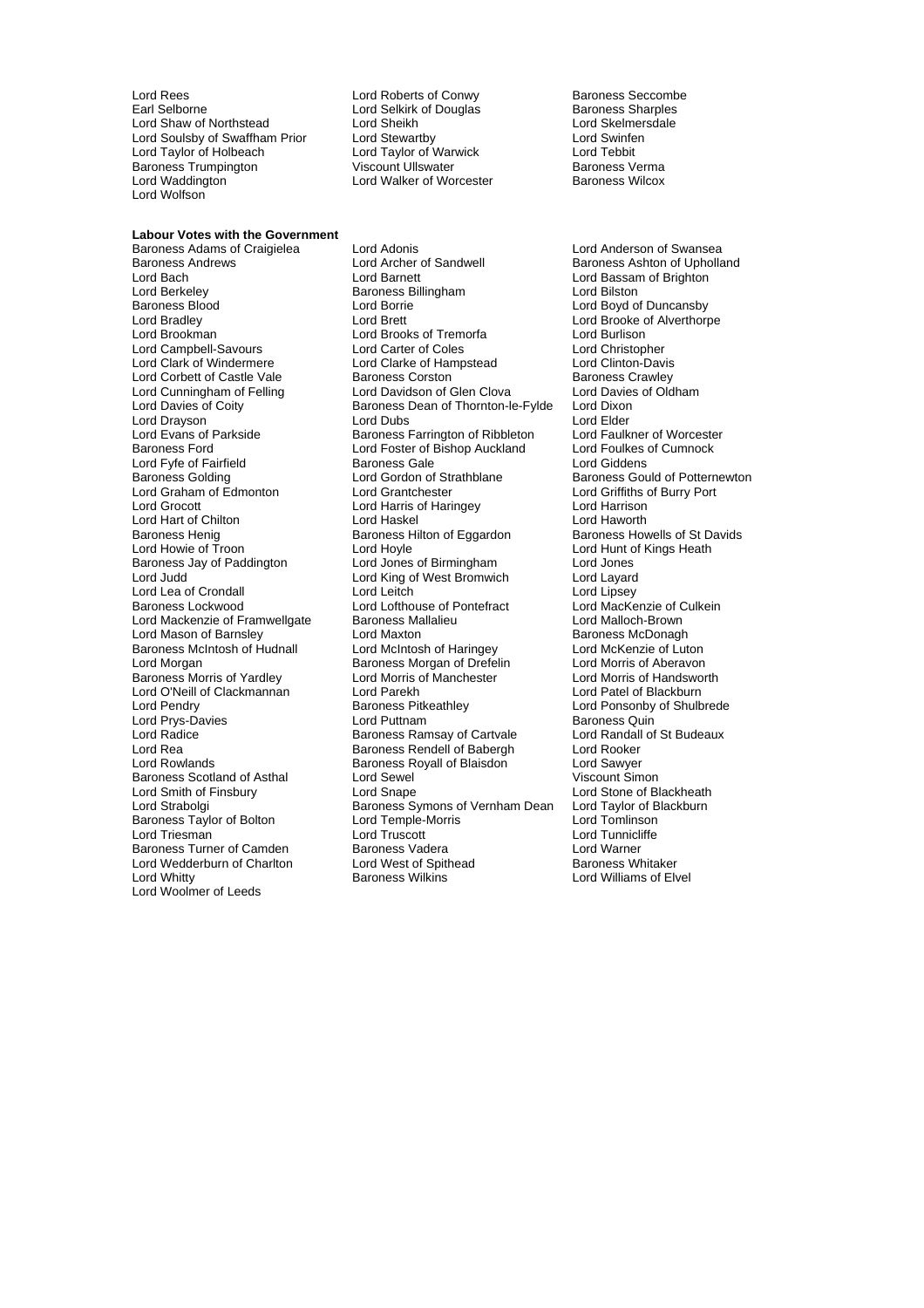Lord Rees
Earl Selborne
Lord Shaw of Northstead
Lord Soulsby of Swaffham Prior
Lord Taylor of Holbeach
Baroness Trumpington
Lord Waddington
Lord Wolfson
Lord Roberts of Conwy
Lord Selkirk of Douglas
Lord Sheikh
Lord Stewartby
Lord Taylor of Warwick
Viscount Ullswater
Lord Walker of Worcester
Baroness Seccombe
Baroness Sharples
Lord Skelmersdale
Lord Swinfen
Lord Tebbit
Baroness Verma
Baroness Wilcox

**Labour Votes with the Government**

Baroness Adams of Craigielea
Baroness Andrews
Lord Bach
Lord Berkeley
Baroness Blood
Lord Bradley
Lord Brookman
Lord Campbell-Savours
Lord Clark of Windermere
Lord Corbett of Castle Vale
Lord Cunningham of Felling
Lord Davies of Coity
Lord Drayson
Lord Evans of Parkside
Baroness Ford
Lord Fyfe of Fairfield
Baroness Golding
Lord Graham of Edmonton
Lord Grocott
Lord Hart of Chilton
Baroness Henig
Lord Howie of Troon
Baroness Jay of Paddington
Lord Judd
Lord Lea of Crondall
Baroness Lockwood
Lord Mackenzie of Framwellgate
Lord Mason of Barnsley
Baroness McIntosh of Hudnall
Lord Morgan
Baroness Morris of Yardley
Lord O'Neill of Clackmannan
Lord Pendry
Lord Prys-Davies
Lord Radice
Lord Rea
Lord Rowlands
Baroness Scotland of Asthal
Lord Smith of Finsbury
Lord Strabolgi
Baroness Taylor of Bolton
Lord Triesman
Baroness Turner of Camden
Lord Wedderburn of Charlton
Lord Whitty
Lord Woolmer of Leeds
Lord Adonis
Lord Archer of Sandwell
Lord Barnett
Baroness Billingham
Lord Borrie
Lord Brett
Lord Brooks of Tremorfa
Lord Carter of Coles
Lord Clarke of Hampstead
Baroness Corston
Lord Davidson of Glen Clova
Baroness Dean of Thornton-le-Fylde
Lord Dubs
Baroness Farrington of Ribbleton
Lord Foster of Bishop Auckland
Baroness Gale
Lord Gordon of Strathblane
Lord Grantchester
Lord Harris of Haringey
Lord Haskel
Baroness Hilton of Eggardon
Lord Hoyle
Lord Jones of Birmingham
Lord King of West Bromwich
Lord Leitch
Lord Lofthouse of Pontefract
Baroness Mallalieu
Lord Maxton
Lord McIntosh of Haringey
Baroness Morgan of Drefelin
Lord Morris of Manchester
Lord Parekh
Baroness Pitkeathley
Lord Puttnam
Baroness Ramsay of Cartvale
Baroness Rendell of Babergh
Baroness Royall of Blaisdon
Lord Sewel
Lord Snape
Baroness Symons of Vernham Dean
Lord Temple-Morris
Lord Truscott
Baroness Vadera
Lord West of Spithead
Baroness Wilkins
Lord Anderson of Swansea
Baroness Ashton of Upholland
Lord Bassam of Brighton
Lord Bilston
Lord Boyd of Duncansby
Lord Brooke of Alverthorpe
Lord Burlison
Lord Christopher
Lord Clinton-Davis
Baroness Crawley
Lord Davies of Oldham
Lord Dixon
Lord Elder
Lord Faulkner of Worcester
Lord Foulkes of Cumnock
Lord Giddens
Baroness Gould of Potternewton
Lord Griffiths of Burry Port
Lord Harrison
Lord Haworth
Baroness Howells of St Davids
Lord Hunt of Kings Heath
Lord Jones
Lord Layard
Lord Lipsey
Lord MacKenzie of Culkein
Lord Malloch-Brown
Baroness McDonagh
Lord McKenzie of Luton
Lord Morris of Aberavon
Lord Morris of Handsworth
Lord Patel of Blackburn
Lord Ponsonby of Shulbrede
Baroness Quin
Lord Randall of St Budeaux
Lord Rooker
Lord Sawyer
Viscount Simon
Lord Stone of Blackheath
Lord Taylor of Blackburn
Lord Tomlinson
Lord Tunnicliffe
Lord Warner
Baroness Whitaker
Lord Williams of Elvel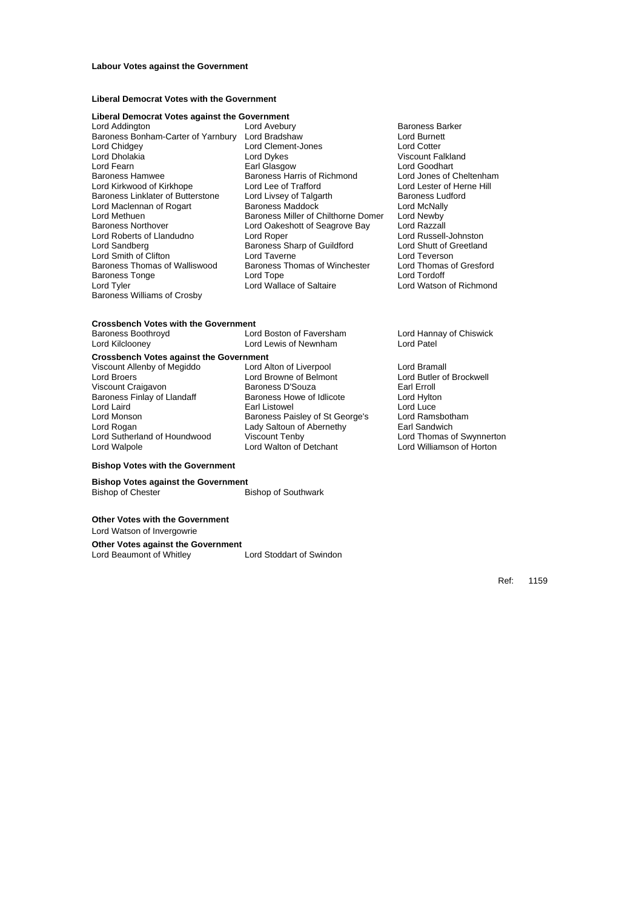**Labour Votes against the Government**

**Liberal Democrat Votes with the Government**

**Liberal Democrat Votes against the Government**

| | | |
|---|---|---|
| Lord Addington | Lord Avebury | Baroness Barker |
| Baroness Bonham-Carter of Yarnbury | Lord Bradshaw | Lord Burnett |
| Lord Chidgey | Lord Clement-Jones | Lord Cotter |
| Lord Dholakia | Lord Dykes | Viscount Falkland |
| Lord Fearn | Earl Glasgow | Lord Goodhart |
| Baroness Hamwee | Baroness Harris of Richmond | Lord Jones of Cheltenham |
| Lord Kirkwood of Kirkhope | Lord Lee of Trafford | Lord Lester of Herne Hill |
| Baroness Linklater of Butterstone | Lord Livsey of Talgarth | Baroness Ludford |
| Lord Maclennan of Rogart | Baroness Maddock | Lord McNally |
| Lord Methuen | Baroness Miller of Chilthorne Domer | Lord Newby |
| Baroness Northover | Lord Oakeshott of Seagrove Bay | Lord Razzall |
| Lord Roberts of Llandudno | Lord Roper | Lord Russell-Johnston |
| Lord Sandberg | Baroness Sharp of Guildford | Lord Shutt of Greetland |
| Lord Smith of Clifton | Lord Taverne | Lord Teverson |
| Baroness Thomas of Walliswood | Baroness Thomas of Winchester | Lord Thomas of Gresford |
| Baroness Tonge | Lord Tope | Lord Tordoff |
| Lord Tyler | Lord Wallace of Saltaire | Lord Watson of Richmond |
| Baroness Williams of Crosby | | |

**Crossbench Votes with the Government**

| | | |
|---|---|---|
| Baroness Boothroyd | Lord Boston of Faversham | Lord Hannay of Chiswick |
| Lord Kilclooney | Lord Lewis of Newnham | Lord Patel |

**Crossbench Votes against the Government**

| | | |
|---|---|---|
| Viscount Allenby of Megiddo | Lord Alton of Liverpool | Lord Bramall |
| Lord Broers | Lord Browne of Belmont | Lord Butler of Brockwell |
| Viscount Craigavon | Baroness D'Souza | Earl Erroll |
| Baroness Finlay of Llandaff | Baroness Howe of Idlicote | Lord Hylton |
| Lord Laird | Earl Listowel | Lord Luce |
| Lord Monson | Baroness Paisley of St George's | Lord Ramsbotham |
| Lord Rogan | Lady Saltoun of Abernethy | Earl Sandwich |
| Lord Sutherland of Houndwood | Viscount Tenby | Lord Thomas of Swynnerton |
| Lord Walpole | Lord Walton of Detchant | Lord Williamson of Horton |

**Bishop Votes with the Government**

**Bishop Votes against the Government**

| | |
|---|---|
| Bishop of Chester | Bishop of Southwark |

**Other Votes with the Government**

Lord Watson of Invergowrie

**Other Votes against the Government**

| | |
|---|---|
| Lord Beaumont of Whitley | Lord Stoddart of Swindon |

Ref: 1159